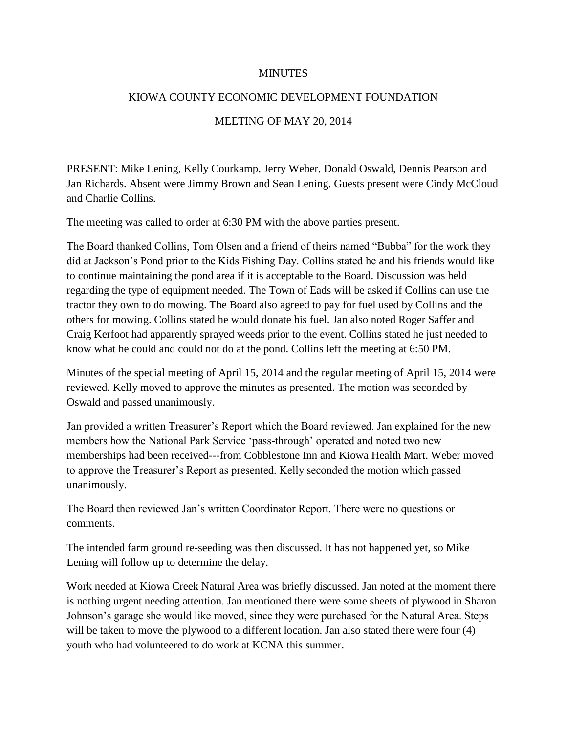# MINUTES

## KIOWA COUNTY ECONOMIC DEVELOPMENT FOUNDATION

## MEETING OF MAY 20, 2014

PRESENT: Mike Lening, Kelly Courkamp, Jerry Weber, Donald Oswald, Dennis Pearson and Jan Richards. Absent were Jimmy Brown and Sean Lening. Guests present were Cindy McCloud and Charlie Collins.

The meeting was called to order at 6:30 PM with the above parties present.

The Board thanked Collins, Tom Olsen and a friend of theirs named "Bubba" for the work they did at Jackson's Pond prior to the Kids Fishing Day. Collins stated he and his friends would like to continue maintaining the pond area if it is acceptable to the Board. Discussion was held regarding the type of equipment needed. The Town of Eads will be asked if Collins can use the tractor they own to do mowing. The Board also agreed to pay for fuel used by Collins and the others for mowing. Collins stated he would donate his fuel. Jan also noted Roger Saffer and Craig Kerfoot had apparently sprayed weeds prior to the event. Collins stated he just needed to know what he could and could not do at the pond. Collins left the meeting at 6:50 PM.

Minutes of the special meeting of April 15, 2014 and the regular meeting of April 15, 2014 were reviewed. Kelly moved to approve the minutes as presented. The motion was seconded by Oswald and passed unanimously.

Jan provided a written Treasurer's Report which the Board reviewed. Jan explained for the new members how the National Park Service 'pass-through' operated and noted two new memberships had been received---from Cobblestone Inn and Kiowa Health Mart. Weber moved to approve the Treasurer's Report as presented. Kelly seconded the motion which passed unanimously.

The Board then reviewed Jan's written Coordinator Report. There were no questions or comments.

The intended farm ground re-seeding was then discussed. It has not happened yet, so Mike Lening will follow up to determine the delay.

Work needed at Kiowa Creek Natural Area was briefly discussed. Jan noted at the moment there is nothing urgent needing attention. Jan mentioned there were some sheets of plywood in Sharon Johnson's garage she would like moved, since they were purchased for the Natural Area. Steps will be taken to move the plywood to a different location. Jan also stated there were four (4) youth who had volunteered to do work at KCNA this summer.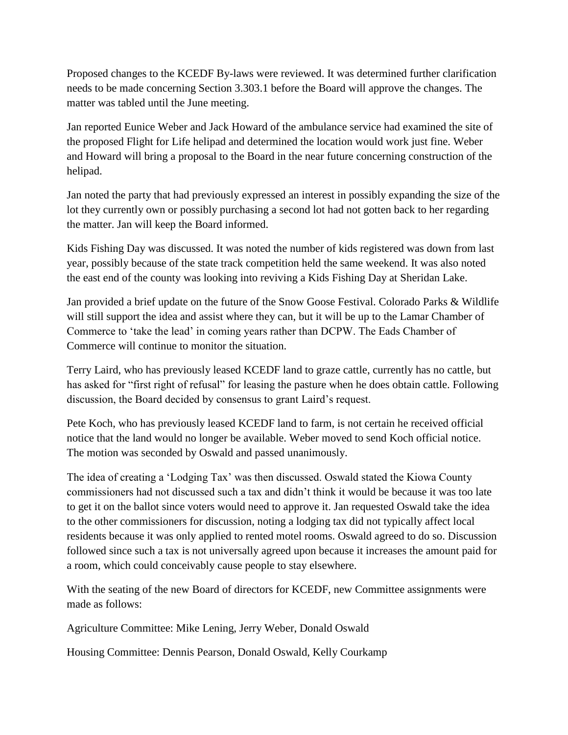Proposed changes to the KCEDF By-laws were reviewed. It was determined further clarification needs to be made concerning Section 3.303.1 before the Board will approve the changes. The matter was tabled until the June meeting.

Jan reported Eunice Weber and Jack Howard of the ambulance service had examined the site of the proposed Flight for Life helipad and determined the location would work just fine. Weber and Howard will bring a proposal to the Board in the near future concerning construction of the helipad.

Jan noted the party that had previously expressed an interest in possibly expanding the size of the lot they currently own or possibly purchasing a second lot had not gotten back to her regarding the matter. Jan will keep the Board informed.

Kids Fishing Day was discussed. It was noted the number of kids registered was down from last year, possibly because of the state track competition held the same weekend. It was also noted the east end of the county was looking into reviving a Kids Fishing Day at Sheridan Lake.

Jan provided a brief update on the future of the Snow Goose Festival. Colorado Parks & Wildlife will still support the idea and assist where they can, but it will be up to the Lamar Chamber of Commerce to 'take the lead' in coming years rather than DCPW. The Eads Chamber of Commerce will continue to monitor the situation.

Terry Laird, who has previously leased KCEDF land to graze cattle, currently has no cattle, but has asked for "first right of refusal" for leasing the pasture when he does obtain cattle. Following discussion, the Board decided by consensus to grant Laird's request.

Pete Koch, who has previously leased KCEDF land to farm, is not certain he received official notice that the land would no longer be available. Weber moved to send Koch official notice. The motion was seconded by Oswald and passed unanimously.

The idea of creating a 'Lodging Tax' was then discussed. Oswald stated the Kiowa County commissioners had not discussed such a tax and didn't think it would be because it was too late to get it on the ballot since voters would need to approve it. Jan requested Oswald take the idea to the other commissioners for discussion, noting a lodging tax did not typically affect local residents because it was only applied to rented motel rooms. Oswald agreed to do so. Discussion followed since such a tax is not universally agreed upon because it increases the amount paid for a room, which could conceivably cause people to stay elsewhere.

With the seating of the new Board of directors for KCEDF, new Committee assignments were made as follows:

Agriculture Committee: Mike Lening, Jerry Weber, Donald Oswald

Housing Committee: Dennis Pearson, Donald Oswald, Kelly Courkamp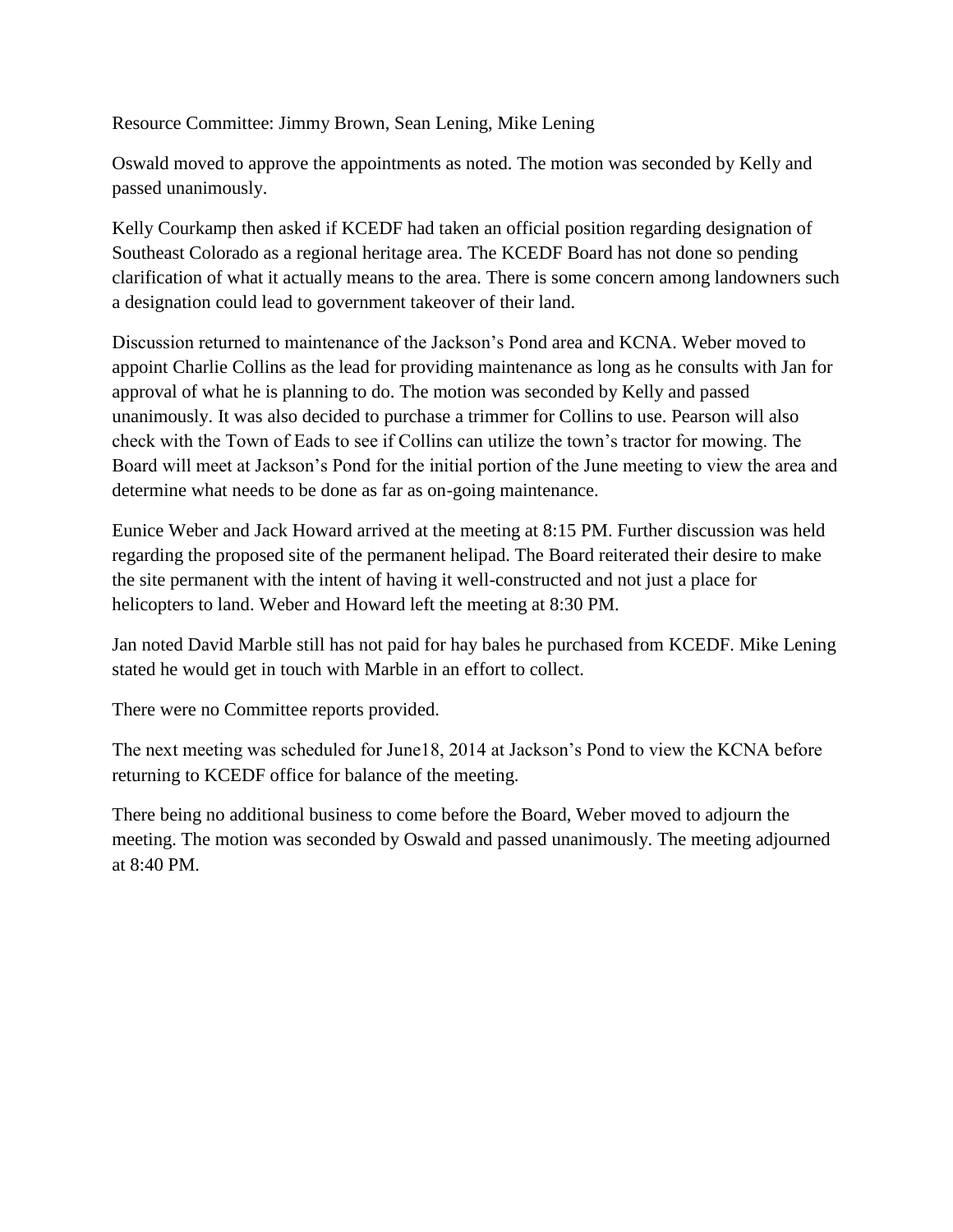Resource Committee: Jimmy Brown, Sean Lening, Mike Lening

Oswald moved to approve the appointments as noted. The motion was seconded by Kelly and passed unanimously.

Kelly Courkamp then asked if KCEDF had taken an official position regarding designation of Southeast Colorado as a regional heritage area. The KCEDF Board has not done so pending clarification of what it actually means to the area. There is some concern among landowners such a designation could lead to government takeover of their land.

Discussion returned to maintenance of the Jackson's Pond area and KCNA. Weber moved to appoint Charlie Collins as the lead for providing maintenance as long as he consults with Jan for approval of what he is planning to do. The motion was seconded by Kelly and passed unanimously. It was also decided to purchase a trimmer for Collins to use. Pearson will also check with the Town of Eads to see if Collins can utilize the town's tractor for mowing. The Board will meet at Jackson's Pond for the initial portion of the June meeting to view the area and determine what needs to be done as far as on-going maintenance.

Eunice Weber and Jack Howard arrived at the meeting at 8:15 PM. Further discussion was held regarding the proposed site of the permanent helipad. The Board reiterated their desire to make the site permanent with the intent of having it well-constructed and not just a place for helicopters to land. Weber and Howard left the meeting at 8:30 PM.

Jan noted David Marble still has not paid for hay bales he purchased from KCEDF. Mike Lening stated he would get in touch with Marble in an effort to collect.

There were no Committee reports provided.

The next meeting was scheduled for June18, 2014 at Jackson's Pond to view the KCNA before returning to KCEDF office for balance of the meeting.

There being no additional business to come before the Board, Weber moved to adjourn the meeting. The motion was seconded by Oswald and passed unanimously. The meeting adjourned at 8:40 PM.